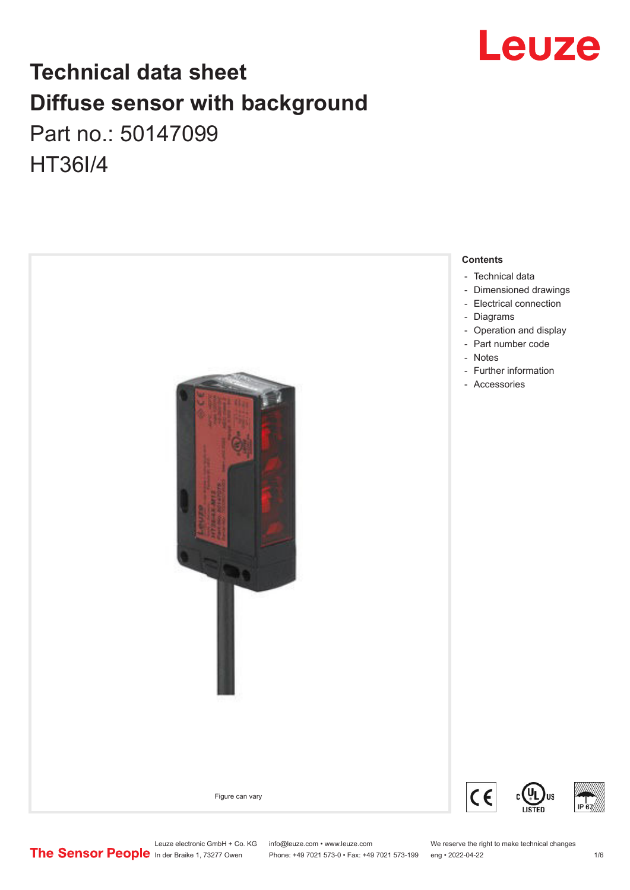# Technical data sheet

# Diffuse sensor with background

Part no.: 50147099

HT36I/4

Figure can vary

**Contents**

- Technical data
- Dimensioned drawings
- Electrical connection
- Diagrams
- Operation and display
- Part number code
- Notes
- Further information
- Accessories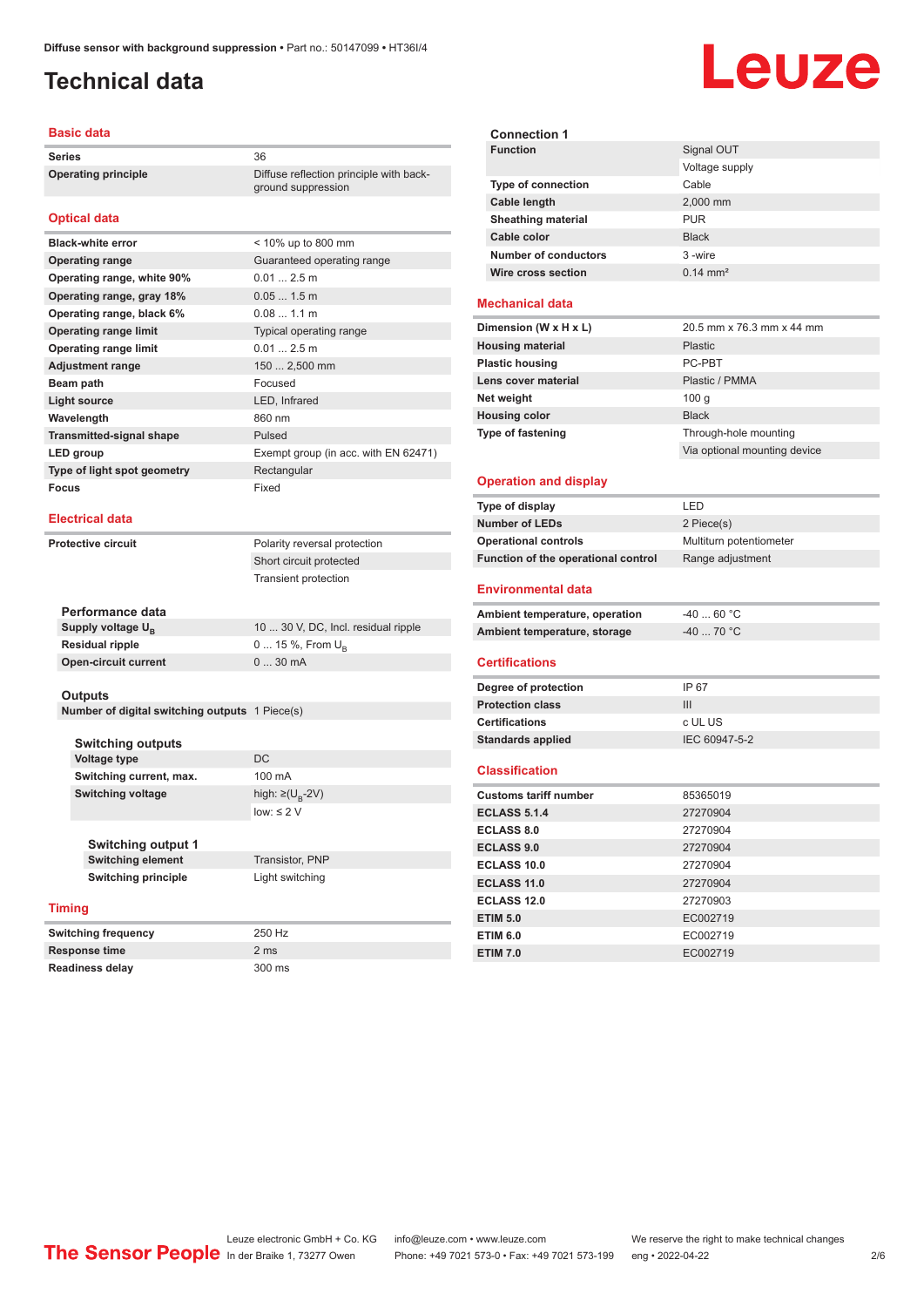# Technical data

## Basic data

| | |
|---|---|
| **Series** | 36 |
| **Operating principle** | Diffuse reflection principle with background suppression |

## Optical data

| | |
|---|---|
| **Black-white error** | < 10% up to 800 mm |
| **Operating range** | Guaranteed operating range |
| **Operating range, white 90%** | 0.01 ... 2.5 m |
| **Operating range, gray 18%** | 0.05 ... 1.5 m |
| **Operating range, black 6%** | 0.08 ... 1.1 m |
| **Operating range limit** | Typical operating range |
| **Operating range limit** | 0.01 ... 2.5 m |
| **Adjustment range** | 150 ... 2,500 mm |
| **Beam path** | Focused |
| **Light source** | LED, Infrared |
| **Wavelength** | 860 nm |
| **Transmitted-signal shape** | Pulsed |
| **LED group** | Exempt group (in acc. with EN 62471) |
| **Type of light spot geometry** | Rectangular |
| **Focus** | Fixed |

## Electrical data

| | |
|---|---|
| **Protective circuit** | Polarity reversal protection |
| | Short circuit protected |
| | Transient protection |

### Performance data

| | |
|---|---|
| **Supply voltage $U_B$** | 10 ... 30 V, DC, Incl. residual ripple |
| **Residual ripple** | 0 ... 15 %, From $U_B$ |
| **Open-circuit current** | 0 ... 30 mA |

### Outputs

| | |
|---|---|
| **Number of digital switching outputs** | 1 Piece(s) |

#### Switching outputs

| | |
|---|---|
| **Voltage type** | DC |
| **Switching current, max.** | 100 mA |
| **Switching voltage** | high: ≥($U_B$-2V) |
| | low: ≤ 2 V |

##### Switching output 1

| | |
|---|---|
| **Switching element** | Transistor, PNP |
| **Switching principle** | Light switching |

## Timing

| | |
|---|---|
| **Switching frequency** | 250 Hz |
| **Response time** | 2 ms |
| **Readiness delay** | 300 ms |

### Connection 1

| | |
|---|---|
| **Function** | Signal OUT |
| | Voltage supply |
| **Type of connection** | Cable |
| **Cable length** | 2,000 mm |
| **Sheathing material** | PUR |
| **Cable color** | Black |
| **Number of conductors** | 3 -wire |
| **Wire cross section** | 0.14 mm² |

## Mechanical data

| | |
|---|---|
| **Dimension (W x H x L)** | 20.5 mm x 76.3 mm x 44 mm |
| **Housing material** | Plastic |
| **Plastic housing** | PC-PBT |
| **Lens cover material** | Plastic / PMMA |
| **Net weight** | 100 g |
| **Housing color** | Black |
| **Type of fastening** | Through-hole mounting |
| | Via optional mounting device |

## Operation and display

| | |
|---|---|
| **Type of display** | LED |
| **Number of LEDs** | 2 Piece(s) |
| **Operational controls** | Multiturn potentiometer |
| **Function of the operational control** | Range adjustment |

## Environmental data

| | |
|---|---|
| **Ambient temperature, operation** | -40 ... 60 °C |
| **Ambient temperature, storage** | -40 ... 70 °C |

## Certifications

| | |
|---|---|
| **Degree of protection** | IP 67 |
| **Protection class** | III |
| **Certifications** | c UL US |
| **Standards applied** | IEC 60947-5-2 |

## Classification

| | |
|---|---|
| **Customs tariff number** | 85365019 |
| **ECLASS 5.1.4** | 27270904 |
| **ECLASS 8.0** | 27270904 |
| **ECLASS 9.0** | 27270904 |
| **ECLASS 10.0** | 27270904 |
| **ECLASS 11.0** | 27270904 |
| **ECLASS 12.0** | 27270903 |
| **ETIM 5.0** | EC002719 |
| **ETIM 6.0** | EC002719 |
| **ETIM 7.0** | EC002719 |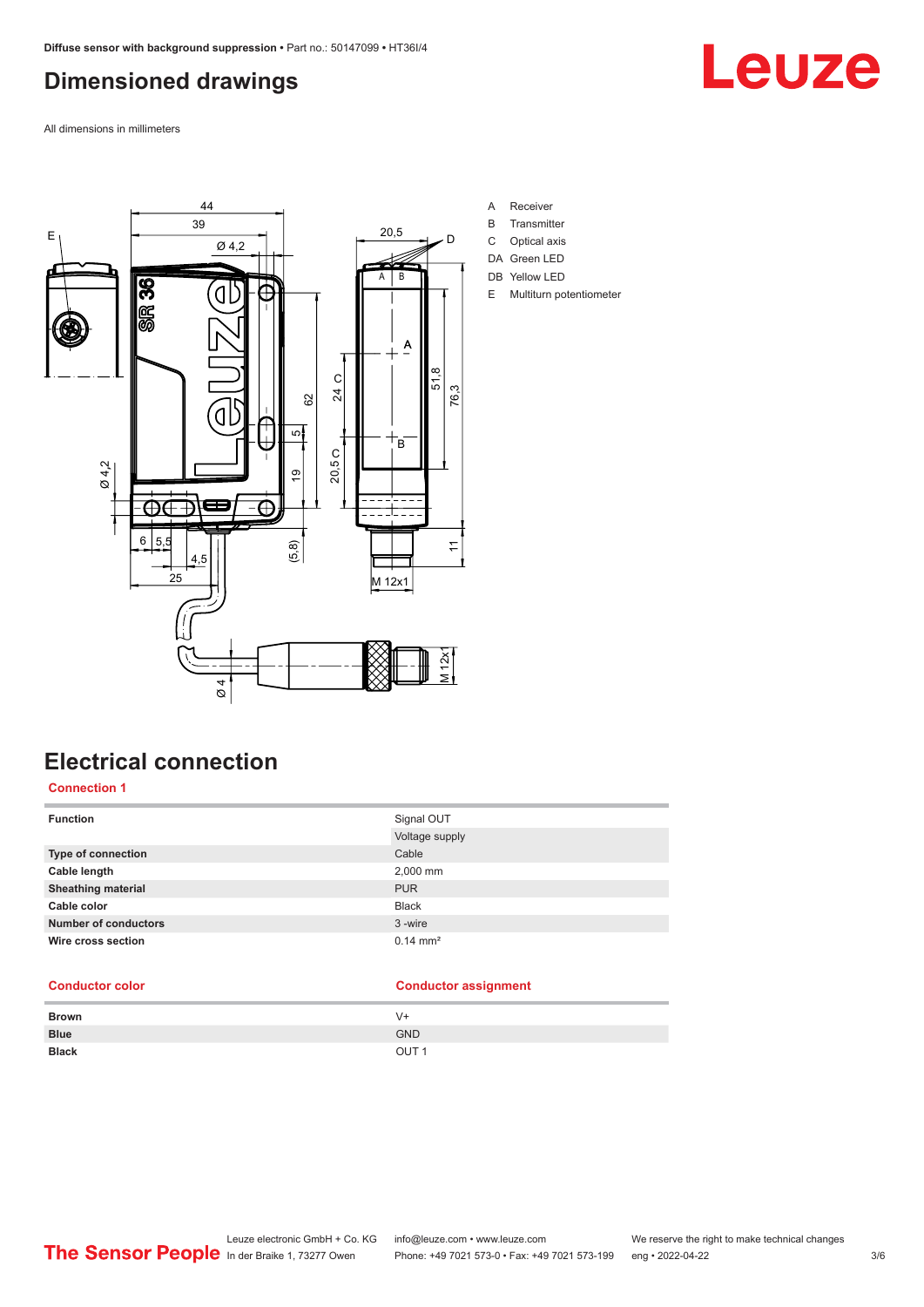# Dimensioned drawings

All dimensions in millimeters

A Receiver
B Transmitter
C Optical axis
DA Green LED
DB Yellow LED
E Multiturn potentiometer

# Electrical connection

## Connection 1

| Function | Signal OUT<br>Voltage supply |
| --- | --- |
| Type of connection | Cable |
| Cable length | 2,000 mm |
| Sheathing material | PUR |
| Cable color | Black |
| Number of conductors | 3 -wire |
| Wire cross section | 0.14 mm² |

| Conductor color | Conductor assignment |
| --- | --- |
| Brown | V+ |
| Blue | GND |
| Black | OUT 1 |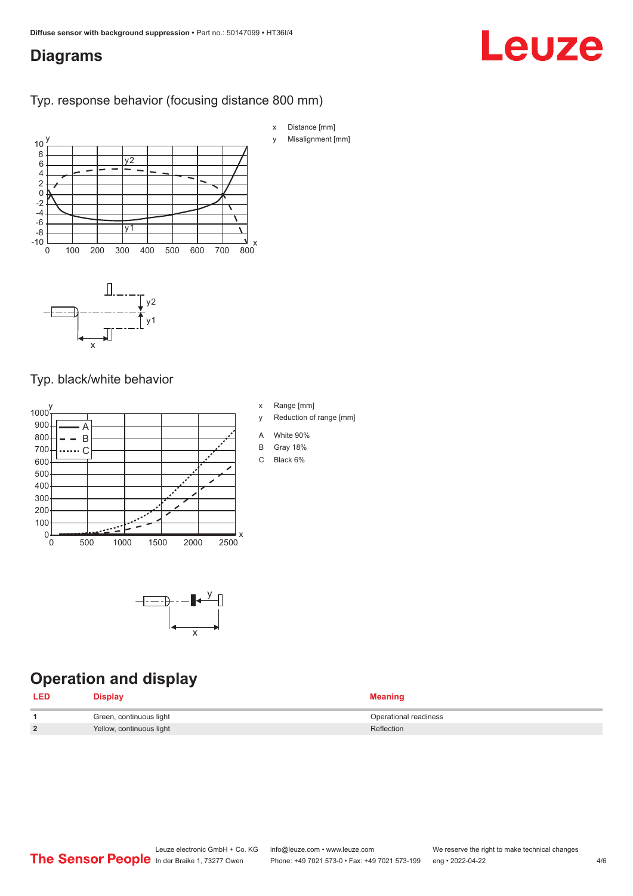# Diagrams

## Typ. response behavior (focusing distance 800 mm)

x Distance [mm]

y Misalignment [mm]

## Typ. black/white behavior

x Range [mm]

y Reduction of range [mm]

A White 90%

B Gray 18%

C Black 6%

# Operation and display

| LED | Display | Meaning |
|---|---|---|
| 1 | Green, continuous light | Operational readiness |
| 2 | Yellow, continuous light | Reflection |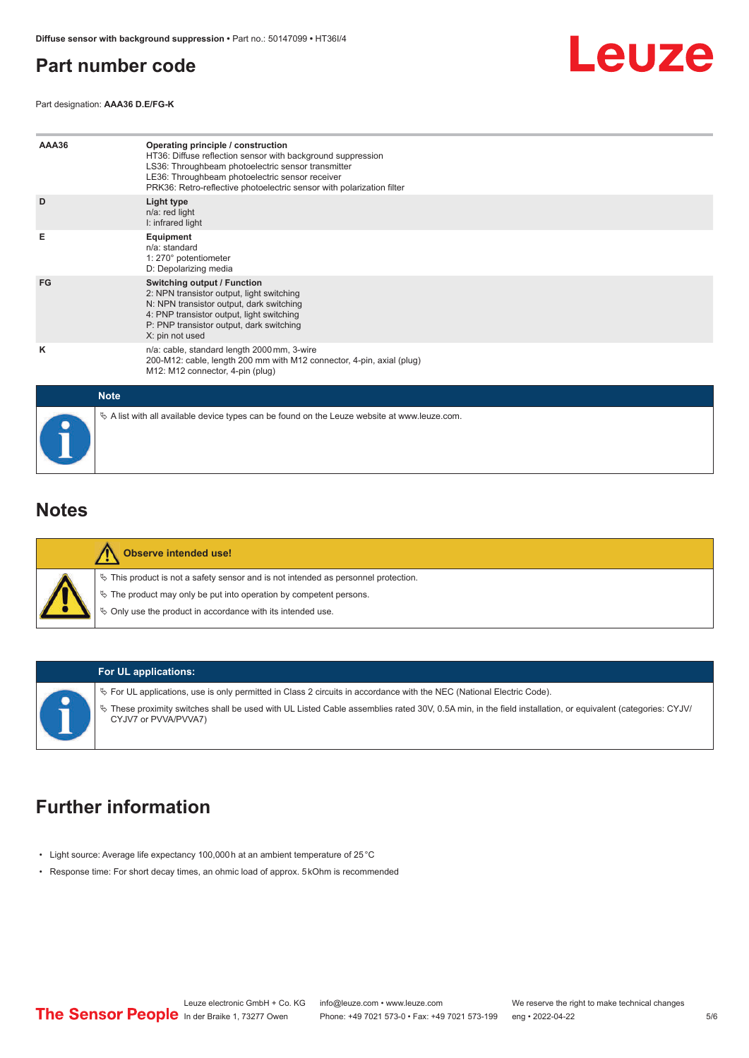## Part number code

Part designation: **AAA36 D.E/FG-K**

| | |
|---|---|
| **AAA36** | **Operating principle / construction**<br>HT36: Diffuse reflection sensor with background suppression<br>LS36: Throughbeam photoelectric sensor transmitter<br>LE36: Throughbeam photoelectric sensor receiver<br>PRK36: Retro-reflective photoelectric sensor with polarization filter |
| **D** | **Light type**<br>n/a: red light<br>I: infrared light |
| **E** | **Equipment**<br>n/a: standard<br>1: 270° potentiometer<br>D: Depolarizing media |
| **FG** | **Switching output / Function**<br>2: NPN transistor output, light switching<br>N: NPN transistor output, dark switching<br>4: PNP transistor output, light switching<br>P: PNP transistor output, dark switching<br>X: pin not used |
| **K** | n/a: cable, standard length 2000 mm, 3-wire<br>200-M12: cable, length 200 mm with M12 connector, 4-pin, axial (plug)<br>M12: M12 connector, 4-pin (plug) |

**Note**

- A list with all available device types can be found on the Leuze website at www.leuze.com.

## Notes

**Observe intended use!**

- This product is not a safety sensor and is not intended as personnel protection.
- The product may only be put into operation by competent persons.
- Only use the product in accordance with its intended use.

**For UL applications:**

- For UL applications, use is only permitted in Class 2 circuits in accordance with the NEC (National Electric Code).
- These proximity switches shall be used with UL Listed Cable assemblies rated 30V, 0.5A min, in the field installation, or equivalent (categories: CYJV/CYJV7 or PVVA/PVVA7)

## Further information

- Light source: Average life expectancy 100,000 h at an ambient temperature of 25 °C
- Response time: For short decay times, an ohmic load of approx. 5 kOhm is recommended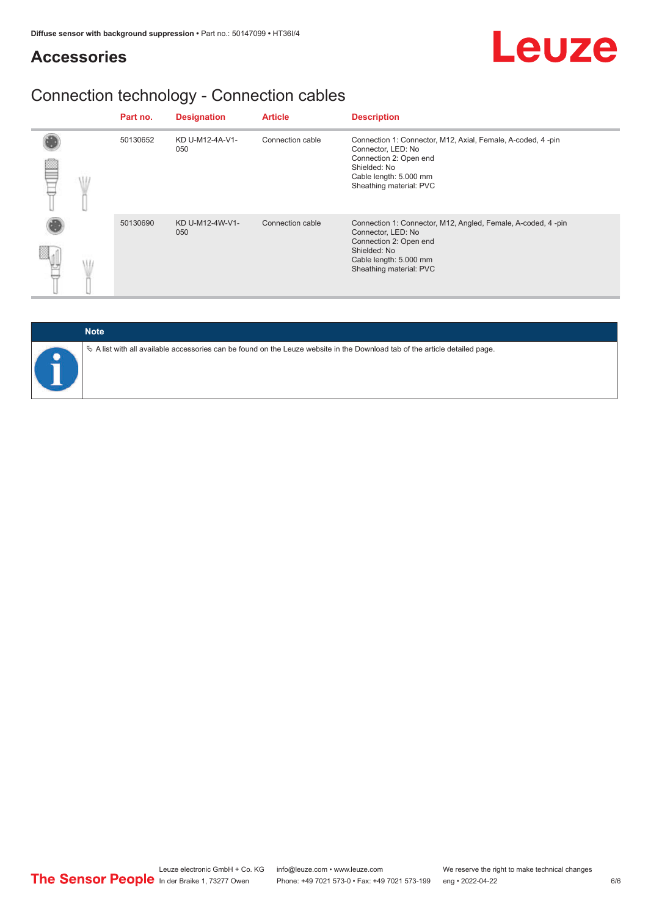## Accessories

Leuze

# Connection technology - Connection cables

| | Part no. | Designation | Article | Description |
|---|---|---|---|---|
| | 50130652 | KD U-M12-4A-V1-050 | Connection cable | Connection 1: Connector, M12, Axial, Female, A-coded, 4 -pin<br>Connector, LED: No<br>Connection 2: Open end<br>Shielded: No<br>Cable length: 5.000 mm<br>Sheathing material: PVC |
| | 50130690 | KD U-M12-4W-V1-050 | Connection cable | Connection 1: Connector, M12, Angled, Female, A-coded, 4 -pin<br>Connector, LED: No<br>Connection 2: Open end<br>Shielded: No<br>Cable length: 5.000 mm<br>Sheathing material: PVC |

**Note**

↳ A list with all available accessories can be found on the Leuze website in the Download tab of the article detailed page.

The Sensor People

Leuze electronic GmbH + Co. KG
In der Braike 1, 73277 Owen

info@leuze.com • www.leuze.com
Phone: +49 7021 573-0 • Fax: +49 7021 573-199

We reserve the right to make technical changes
eng • 2022-04-22